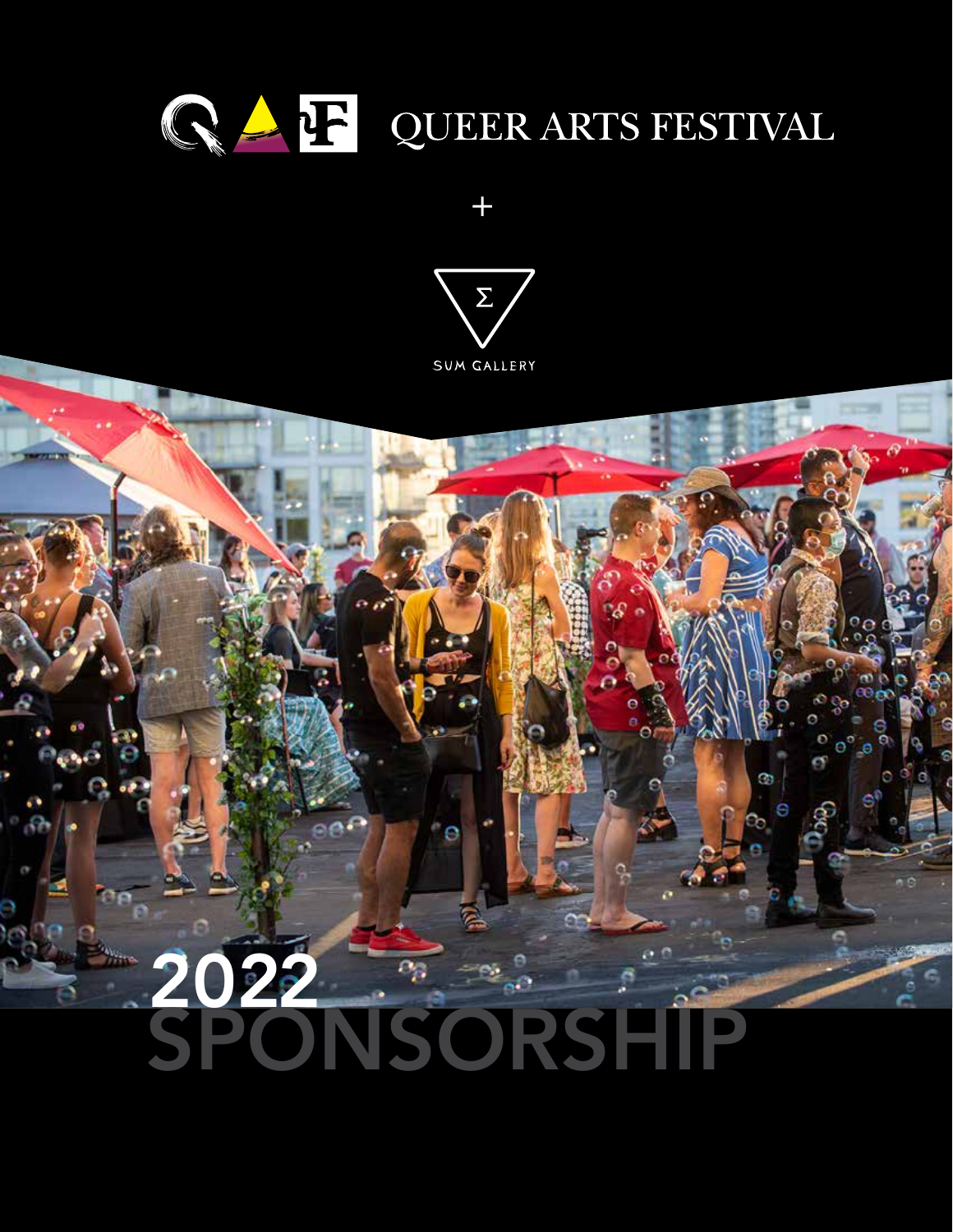# QUEER ARTS FESTIVAL

+

SUM GALLERY

# 2022 SPONSORSHIP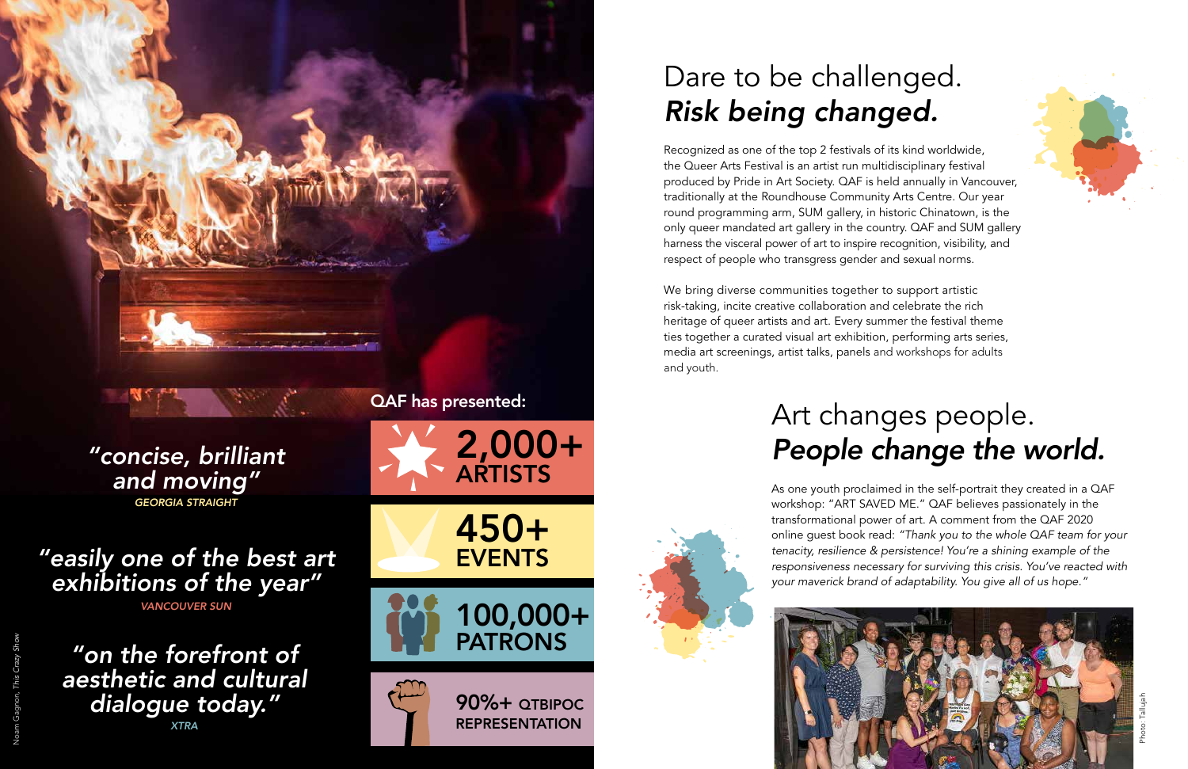"concise, brilliant and moving"
*GEORGIA STRAIGHT*

"easily one of the best art exhibitions of the year"
*VANCOUVER SUN*

"on the forefront of aesthetic and cultural dialogue today."
*XTRA*

Noam Gagnon, This Crazy Show

**QAF has presented:**

- **2,000+ ARTISTS**
- **450+ EVENTS**
- **100,000+ PATRONS**
- **90%+ QTBIPOC REPRESENTATION**

# Dare to be challenged. *Risk being changed.*

Recognized as one of the top 2 festivals of its kind worldwide, the Queer Arts Festival is an artist run multidisciplinary festival produced by Pride in Art Society. QAF is held annually in Vancouver, traditionally at the Roundhouse Community Arts Centre. Our year round programming arm, SUM gallery, in historic Chinatown, is the only queer mandated art gallery in the country. QAF and SUM gallery harness the visceral power of art to inspire recognition, visibility, and respect of people who transgress gender and sexual norms.

We bring diverse communities together to support artistic risk-taking, incite creative collaboration and celebrate the rich heritage of queer artists and art. Every summer the festival theme ties together a curated visual art exhibition, performing arts series, media art screenings, artist talks, panels and workshops for adults and youth.

# Art changes people. *People change the world.*

As one youth proclaimed in the self-portrait they created in a QAF workshop: "ART SAVED ME." QAF believes passionately in the transformational power of art. A comment from the QAF 2020 online guest book read: *"Thank you to the whole QAF team for your tenacity, resilience & persistence! You're a shining example of the responsiveness necessary for surviving this crisis. You've reacted with your maverick brand of adaptability. You give all of us hope."*

Photo: Tallulah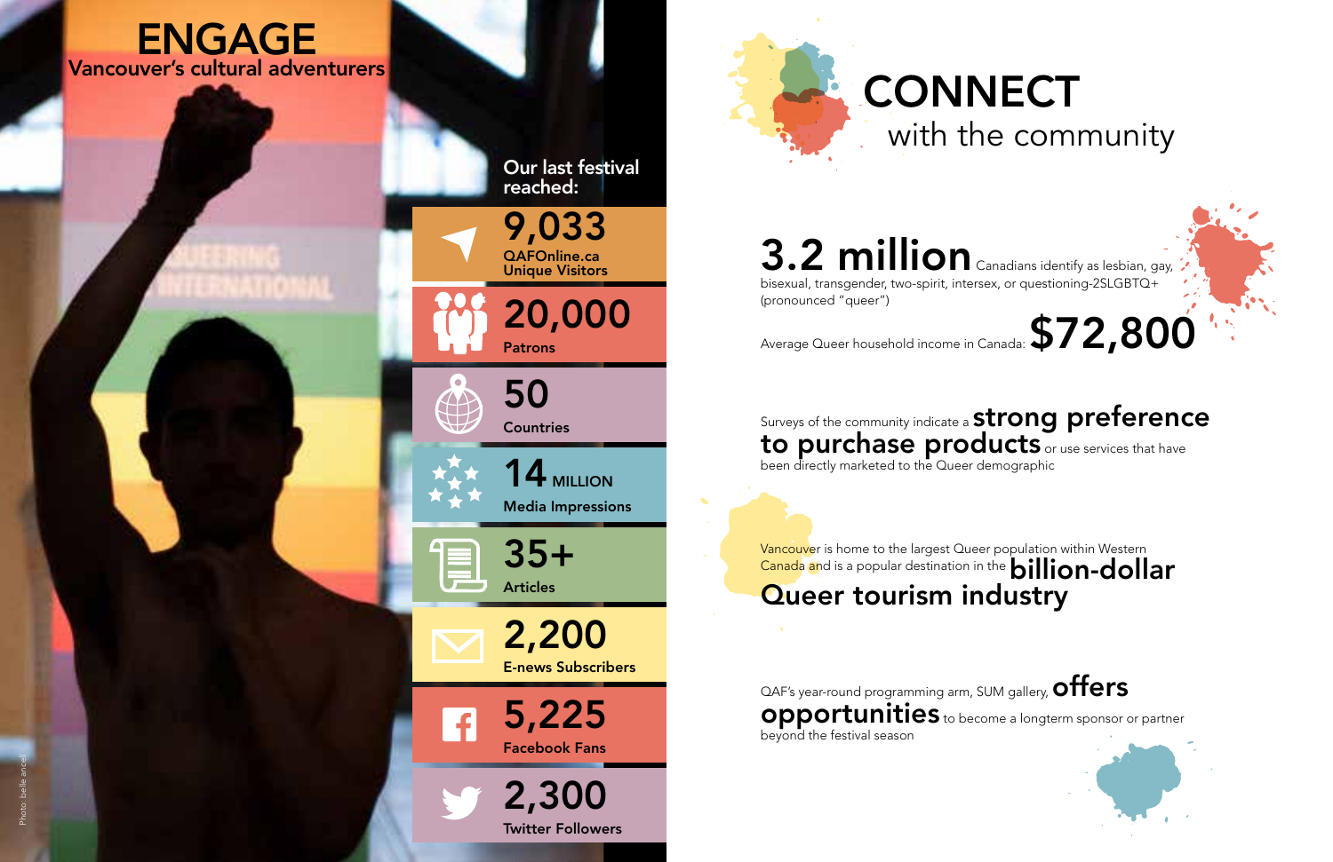# ENGAGE

## Vancouver's cultural adventurers

Our last festival reached:

- **9,033** QAFOnline.ca Unique Visitors
- **20,000** Patrons
- **50** Countries
- **14 MILLION** Media Impressions
- **35+** Articles
- **2,200** E-news Subscribers
- **5,225** Facebook Fans
- **2,300** Twitter Followers

Photo: belle ancell

# CONNECT

## with the community

**3.2 million** Canadians identify as lesbian, gay, bisexual, transgender, two-spirit, intersex, or questioning-2SLGBTQ+ (pronounced "queer")

Average Queer household income in Canada: **$72,800**

Surveys of the community indicate a **strong preference to purchase products** or use services that have been directly marketed to the Queer demographic

Vancouver is home to the largest Queer population within Western Canada and is a popular destination in the **billion-dollar Queer tourism industry**

QAF's year-round programming arm, SUM gallery, **offers opportunities** to become a longterm sponsor or partner beyond the festival season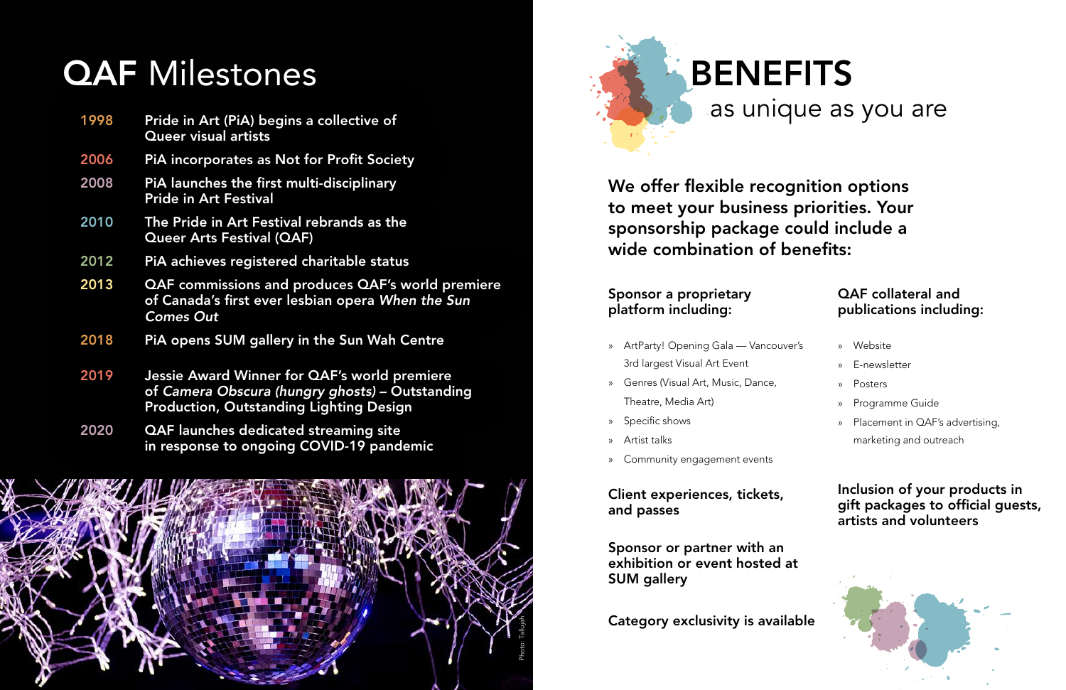# **QAF** Milestones

| | |
|---|---|
| 1998 | Pride in Art (PiA) begins a collective of Queer visual artists |
| 2006 | PiA incorporates as Not for Profit Society |
| 2008 | PiA launches the first multi-disciplinary Pride in Art Festival |
| 2010 | The Pride in Art Festival rebrands as the Queer Arts Festival (QAF) |
| 2012 | PiA achieves registered charitable status |
| 2013 | QAF commissions and produces QAF's world premiere of Canada's first ever lesbian opera *When the Sun Comes Out* |
| 2018 | PiA opens SUM gallery in the Sun Wah Centre |
| 2019 | Jessie Award Winner for QAF's world premiere of *Camera Obscura (hungry ghosts)* – Outstanding Production, Outstanding Lighting Design |
| 2020 | QAF launches dedicated streaming site in response to ongoing COVID-19 pandemic |

Photo: Tallulah

# BENEFITS

## as unique as you are

**We offer flexible recognition options to meet your business priorities. Your sponsorship package could include a wide combination of benefits:**

### Sponsor a proprietary platform including:

- ArtParty! Opening Gala — Vancouver's 3rd largest Visual Art Event
- Genres (Visual Art, Music, Dance, Theatre, Media Art)
- Specific shows
- Artist talks
- Community engagement events

### Client experiences, tickets, and passes

### Sponsor or partner with an exhibition or event hosted at SUM gallery

### Category exclusivity is available

### QAF collateral and publications including:

- Website
- E-newsletter
- Posters
- Programme Guide
- Placement in QAF's advertising, marketing and outreach

### Inclusion of your products in gift packages to official guests, artists and volunteers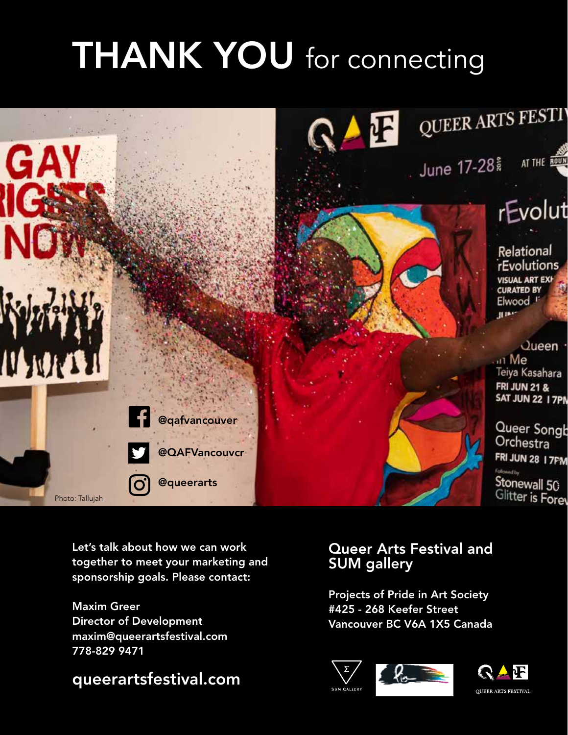# THANK YOU for connecting

@qafvancouver

@QAFVancouvcr

@queerarts

Photo: Tallujah

Let's talk about how we can work together to meet your marketing and sponsorship goals. Please contact:

Maxim Greer
Director of Development
maxim@queerartsfestival.com
778-829 9471

## queerartsfestival.com

## Queer Arts Festival and SUM gallery

Projects of Pride in Art Society
#425 - 268 Keefer Street
Vancouver BC V6A 1X5 Canada

SUM GALLERY

QUEER ARTS FESTIVAL